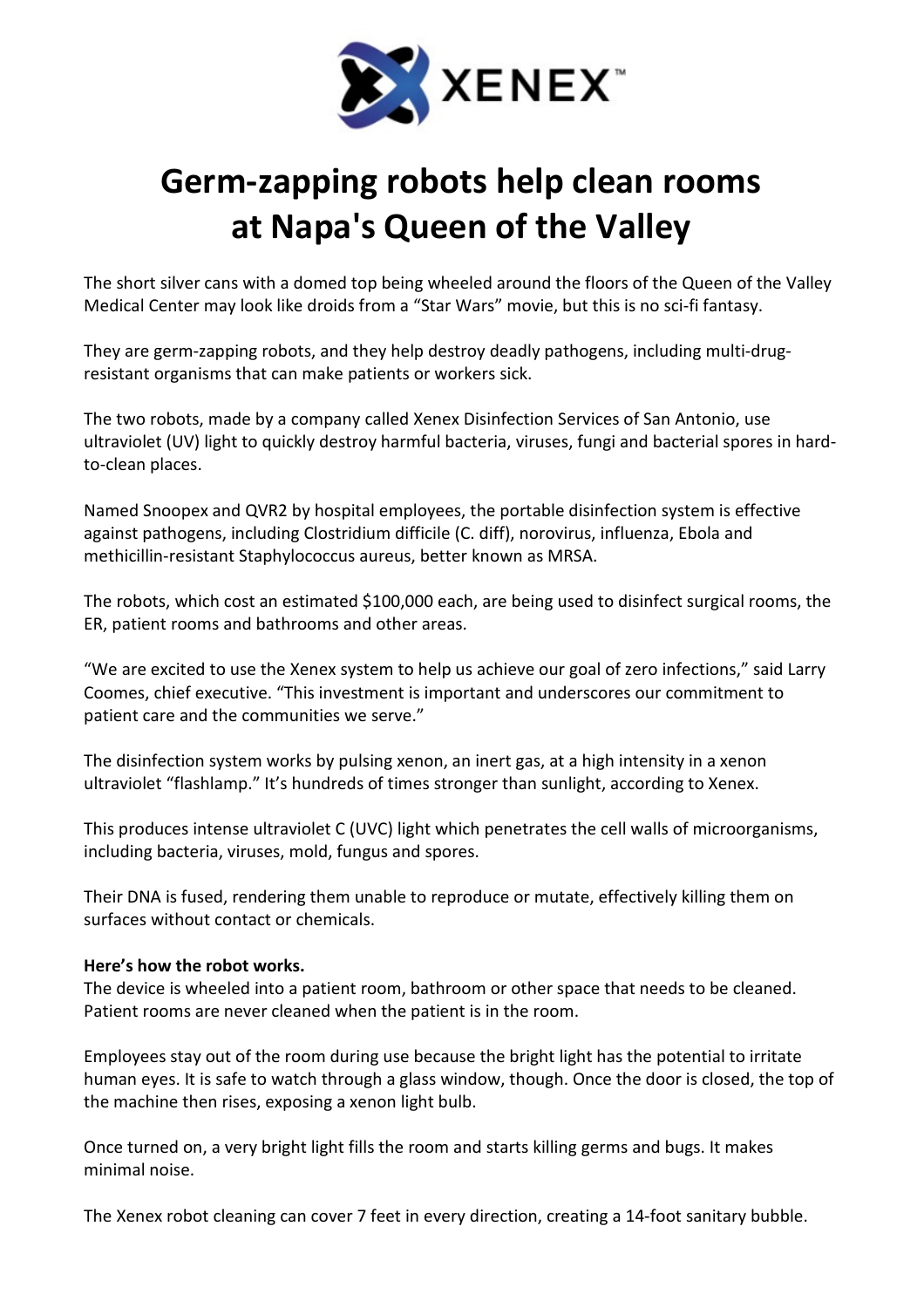# Germ-zapping robots help clean rooms at Napa's Queen of the Valley

The short silver cans with a domed top being wheeled around the floors of the Queen of the Valley Medical Center may look like droids from a "Star Wars" movie, but this is no sci-fi fantasy.

They are germ-zapping robots, and they help destroy deadly pathogens, including multi-drug-resistant organisms that can make patients or workers sick.

The two robots, made by a company called Xenex Disinfection Services of San Antonio, use ultraviolet (UV) light to quickly destroy harmful bacteria, viruses, fungi and bacterial spores in hard-to-clean places.

Named Snoopex and QVR2 by hospital employees, the portable disinfection system is effective against pathogens, including Clostridium difficile (C. diff), norovirus, influenza, Ebola and methicillin-resistant Staphylococcus aureus, better known as MRSA.

The robots, which cost an estimated $100,000 each, are being used to disinfect surgical rooms, the ER, patient rooms and bathrooms and other areas.

"We are excited to use the Xenex system to help us achieve our goal of zero infections," said Larry Coomes, chief executive. "This investment is important and underscores our commitment to patient care and the communities we serve."

The disinfection system works by pulsing xenon, an inert gas, at a high intensity in a xenon ultraviolet "flashlamp." It's hundreds of times stronger than sunlight, according to Xenex.

This produces intense ultraviolet C (UVC) light which penetrates the cell walls of microorganisms, including bacteria, viruses, mold, fungus and spores.

Their DNA is fused, rendering them unable to reproduce or mutate, effectively killing them on surfaces without contact or chemicals.

**Here's how the robot works.**
The device is wheeled into a patient room, bathroom or other space that needs to be cleaned. Patient rooms are never cleaned when the patient is in the room.

Employees stay out of the room during use because the bright light has the potential to irritate human eyes. It is safe to watch through a glass window, though. Once the door is closed, the top of the machine then rises, exposing a xenon light bulb.

Once turned on, a very bright light fills the room and starts killing germs and bugs. It makes minimal noise.

The Xenex robot cleaning can cover 7 feet in every direction, creating a 14-foot sanitary bubble.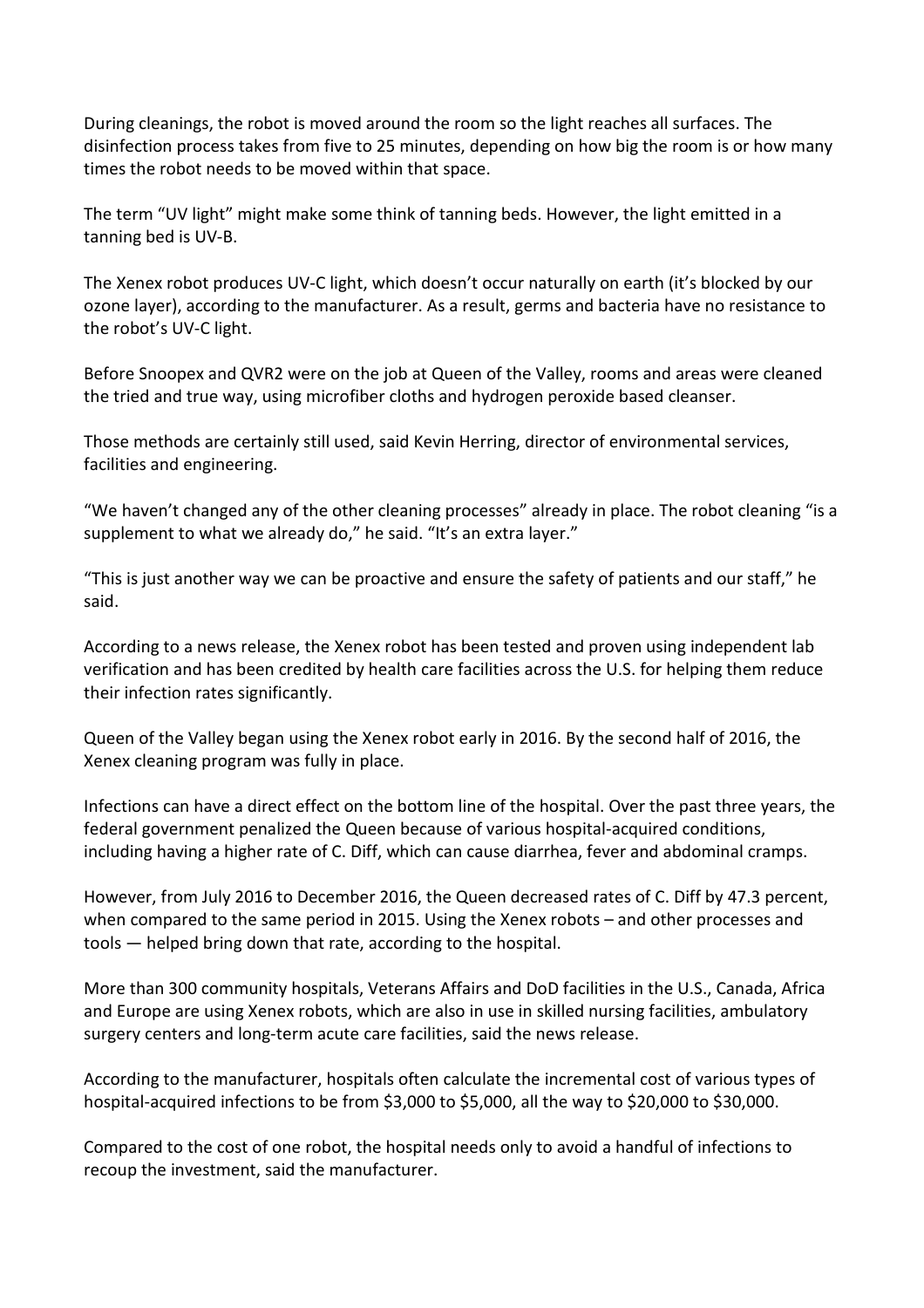During cleanings, the robot is moved around the room so the light reaches all surfaces. The disinfection process takes from five to 25 minutes, depending on how big the room is or how many times the robot needs to be moved within that space.

The term "UV light" might make some think of tanning beds. However, the light emitted in a tanning bed is UV-B.

The Xenex robot produces UV-C light, which doesn't occur naturally on earth (it's blocked by our ozone layer), according to the manufacturer. As a result, germs and bacteria have no resistance to the robot's UV-C light.

Before Snoopex and QVR2 were on the job at Queen of the Valley, rooms and areas were cleaned the tried and true way, using microfiber cloths and hydrogen peroxide based cleanser.

Those methods are certainly still used, said Kevin Herring, director of environmental services, facilities and engineering.

"We haven't changed any of the other cleaning processes" already in place. The robot cleaning "is a supplement to what we already do," he said. "It's an extra layer."

"This is just another way we can be proactive and ensure the safety of patients and our staff," he said.

According to a news release, the Xenex robot has been tested and proven using independent lab verification and has been credited by health care facilities across the U.S. for helping them reduce their infection rates significantly.

Queen of the Valley began using the Xenex robot early in 2016. By the second half of 2016, the Xenex cleaning program was fully in place.

Infections can have a direct effect on the bottom line of the hospital. Over the past three years, the federal government penalized the Queen because of various hospital-acquired conditions, including having a higher rate of C. Diff, which can cause diarrhea, fever and abdominal cramps.

However, from July 2016 to December 2016, the Queen decreased rates of C. Diff by 47.3 percent, when compared to the same period in 2015. Using the Xenex robots – and other processes and tools — helped bring down that rate, according to the hospital.

More than 300 community hospitals, Veterans Affairs and DoD facilities in the U.S., Canada, Africa and Europe are using Xenex robots, which are also in use in skilled nursing facilities, ambulatory surgery centers and long-term acute care facilities, said the news release.

According to the manufacturer, hospitals often calculate the incremental cost of various types of hospital-acquired infections to be from $3,000 to $5,000, all the way to $20,000 to $30,000.

Compared to the cost of one robot, the hospital needs only to avoid a handful of infections to recoup the investment, said the manufacturer.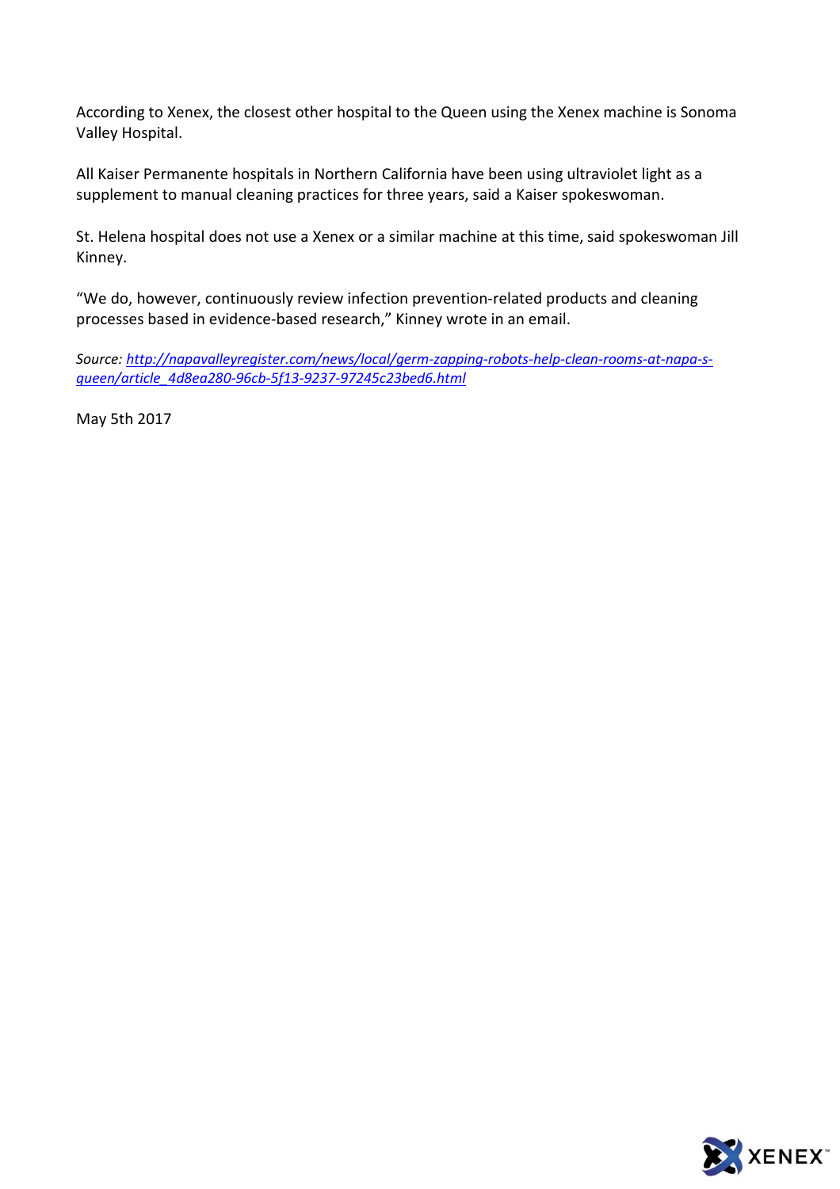According to Xenex, the closest other hospital to the Queen using the Xenex machine is Sonoma Valley Hospital.

All Kaiser Permanente hospitals in Northern California have been using ultraviolet light as a supplement to manual cleaning practices for three years, said a Kaiser spokeswoman.

St. Helena hospital does not use a Xenex or a similar machine at this time, said spokeswoman Jill Kinney.

“We do, however, continuously review infection prevention-related products and cleaning processes based in evidence-based research,” Kinney wrote in an email.

*Source: http://napavalleyregister.com/news/local/germ-zapping-robots-help-clean-rooms-at-napa-s-queen/article_4d8ea280-96cb-5f13-9237-97245c23bed6.html*

May 5th 2017